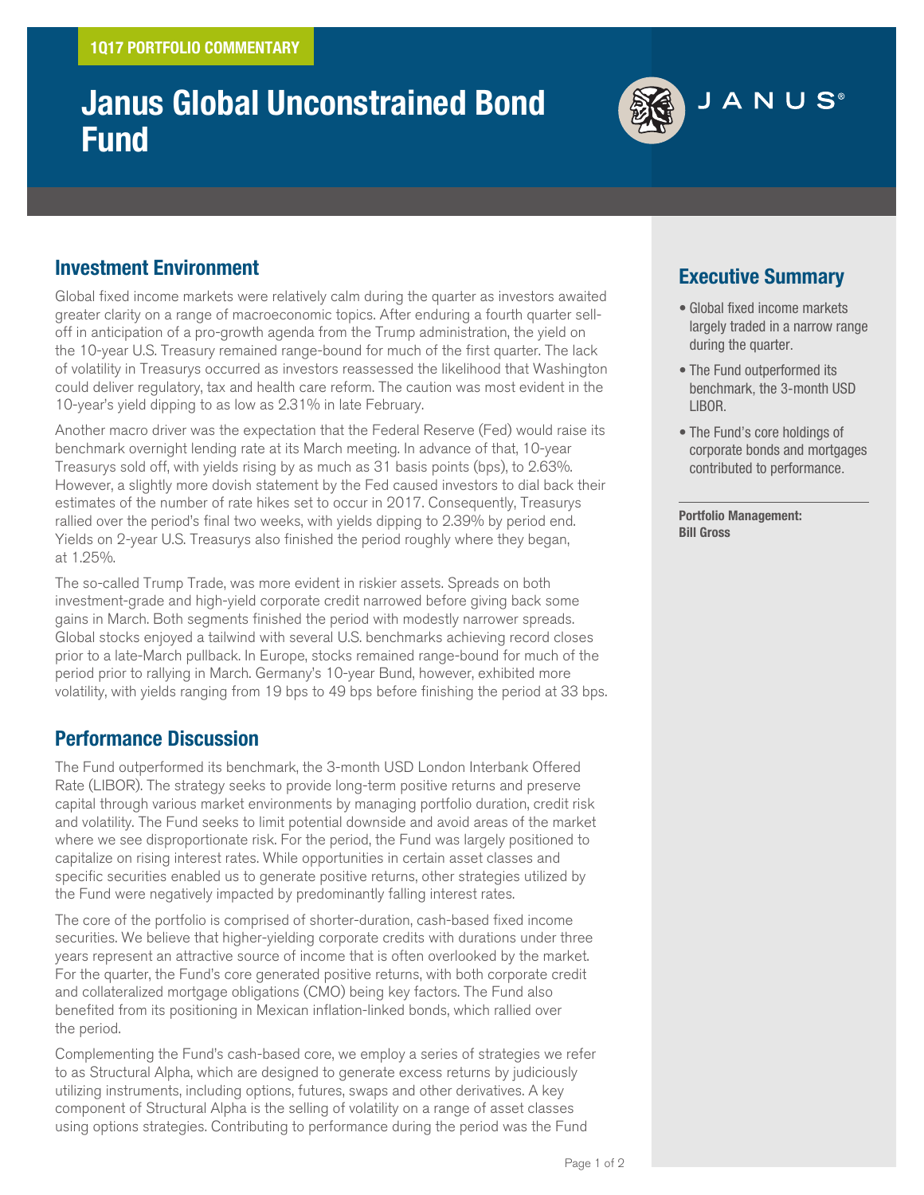1Q17 PORTFOLIO COMMENTARY

# Janus Global Unconstrained Bond Fund

## Investment Environment

Global fixed income markets were relatively calm during the quarter as investors awaited greater clarity on a range of macroeconomic topics. After enduring a fourth quarter sell-off in anticipation of a pro-growth agenda from the Trump administration, the yield on the 10-year U.S. Treasury remained range-bound for much of the first quarter. The lack of volatility in Treasurys occurred as investors reassessed the likelihood that Washington could deliver regulatory, tax and health care reform. The caution was most evident in the 10-year's yield dipping to as low as 2.31% in late February.

Another macro driver was the expectation that the Federal Reserve (Fed) would raise its benchmark overnight lending rate at its March meeting. In advance of that, 10-year Treasurys sold off, with yields rising by as much as 31 basis points (bps), to 2.63%. However, a slightly more dovish statement by the Fed caused investors to dial back their estimates of the number of rate hikes set to occur in 2017. Consequently, Treasurys rallied over the period's final two weeks, with yields dipping to 2.39% by period end. Yields on 2-year U.S. Treasurys also finished the period roughly where they began, at 1.25%.

The so-called Trump Trade, was more evident in riskier assets. Spreads on both investment-grade and high-yield corporate credit narrowed before giving back some gains in March. Both segments finished the period with modestly narrower spreads. Global stocks enjoyed a tailwind with several U.S. benchmarks achieving record closes prior to a late-March pullback. In Europe, stocks remained range-bound for much of the period prior to rallying in March. Germany's 10-year Bund, however, exhibited more volatility, with yields ranging from 19 bps to 49 bps before finishing the period at 33 bps.

## Performance Discussion

The Fund outperformed its benchmark, the 3-month USD London Interbank Offered Rate (LIBOR). The strategy seeks to provide long-term positive returns and preserve capital through various market environments by managing portfolio duration, credit risk and volatility. The Fund seeks to limit potential downside and avoid areas of the market where we see disproportionate risk. For the period, the Fund was largely positioned to capitalize on rising interest rates. While opportunities in certain asset classes and specific securities enabled us to generate positive returns, other strategies utilized by the Fund were negatively impacted by predominantly falling interest rates.

The core of the portfolio is comprised of shorter-duration, cash-based fixed income securities. We believe that higher-yielding corporate credits with durations under three years represent an attractive source of income that is often overlooked by the market. For the quarter, the Fund's core generated positive returns, with both corporate credit and collateralized mortgage obligations (CMO) being key factors. The Fund also benefited from its positioning in Mexican inflation-linked bonds, which rallied over the period.

Complementing the Fund's cash-based core, we employ a series of strategies we refer to as Structural Alpha, which are designed to generate excess returns by judiciously utilizing instruments, including options, futures, swaps and other derivatives. A key component of Structural Alpha is the selling of volatility on a range of asset classes using options strategies. Contributing to performance during the period was the Fund

## Executive Summary

- Global fixed income markets largely traded in a narrow range during the quarter.
- The Fund outperformed its benchmark, the 3-month USD LIBOR.
- The Fund's core holdings of corporate bonds and mortgages contributed to performance.

**Portfolio Management:**
**Bill Gross**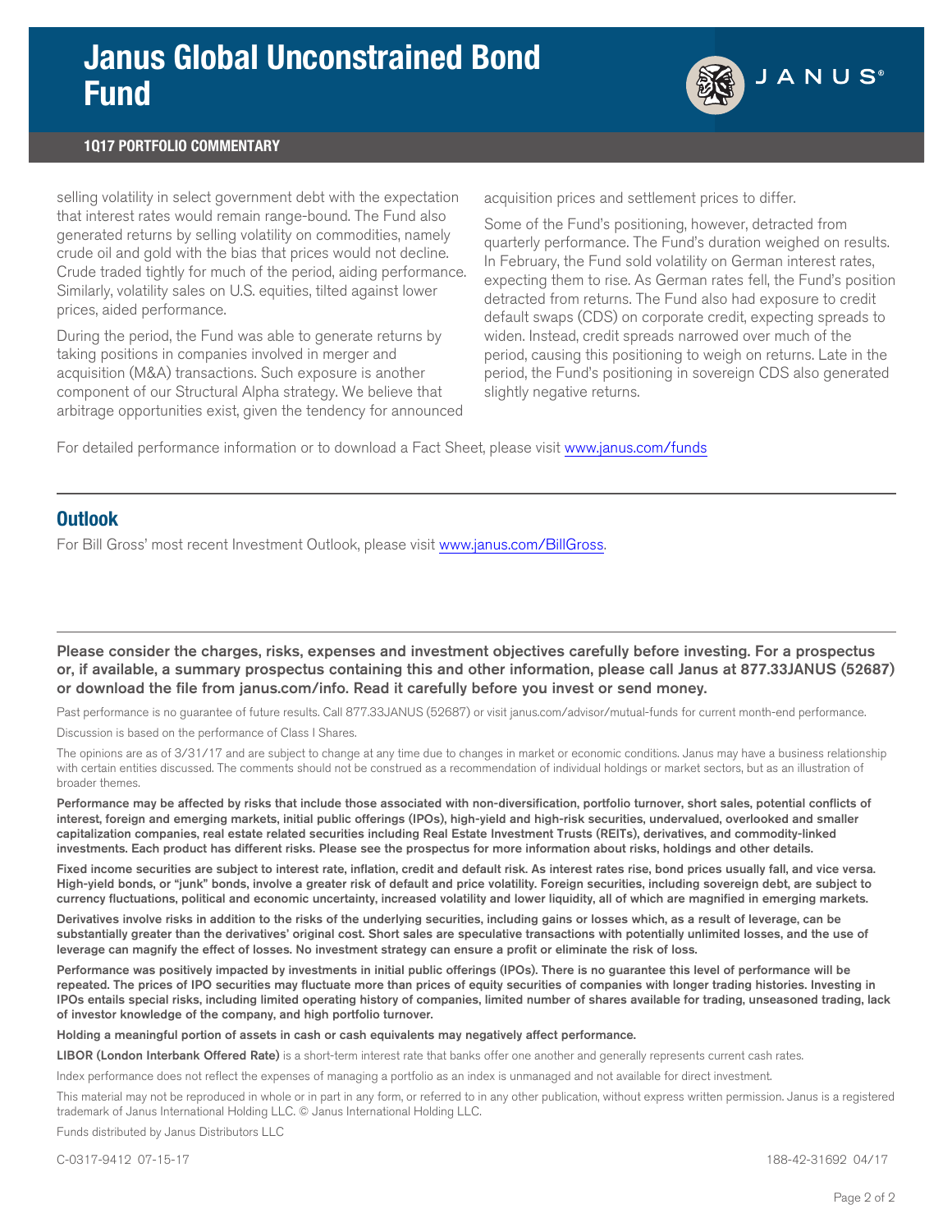selling volatility in select government debt with the expectation that interest rates would remain range-bound. The Fund also generated returns by selling volatility on commodities, namely crude oil and gold with the bias that prices would not decline. Crude traded tightly for much of the period, aiding performance. Similarly, volatility sales on U.S. equities, tilted against lower prices, aided performance.

During the period, the Fund was able to generate returns by taking positions in companies involved in merger and acquisition (M&A) transactions. Such exposure is another component of our Structural Alpha strategy. We believe that arbitrage opportunities exist, given the tendency for announced acquisition prices and settlement prices to differ.

Some of the Fund's positioning, however, detracted from quarterly performance. The Fund's duration weighed on results. In February, the Fund sold volatility on German interest rates, expecting them to rise. As German rates fell, the Fund's position detracted from returns. The Fund also had exposure to credit default swaps (CDS) on corporate credit, expecting spreads to widen. Instead, credit spreads narrowed over much of the period, causing this positioning to weigh on returns. Late in the period, the Fund's positioning in sovereign CDS also generated slightly negative returns.

For detailed performance information or to download a Fact Sheet, please visit www.janus.com/funds

## Outlook

For Bill Gross' most recent Investment Outlook, please visit www.janus.com/BillGross.

**Please consider the charges, risks, expenses and investment objectives carefully before investing. For a prospectus or, if available, a summary prospectus containing this and other information, please call Janus at 877.33JANUS (52687) or download the file from janus.com/info. Read it carefully before you invest or send money.**

Past performance is no guarantee of future results. Call 877.33JANUS (52687) or visit janus.com/advisor/mutual-funds for current month-end performance.

Discussion is based on the performance of Class I Shares.

The opinions are as of 3/31/17 and are subject to change at any time due to changes in market or economic conditions. Janus may have a business relationship with certain entities discussed. The comments should not be construed as a recommendation of individual holdings or market sectors, but as an illustration of broader themes.

**Performance may be affected by risks that include those associated with non-diversification, portfolio turnover, short sales, potential conflicts of interest, foreign and emerging markets, initial public offerings (IPOs), high-yield and high-risk securities, undervalued, overlooked and smaller capitalization companies, real estate related securities including Real Estate Investment Trusts (REITs), derivatives, and commodity-linked investments. Each product has different risks. Please see the prospectus for more information about risks, holdings and other details.**

**Fixed income securities are subject to interest rate, inflation, credit and default risk. As interest rates rise, bond prices usually fall, and vice versa. High-yield bonds, or "junk" bonds, involve a greater risk of default and price volatility. Foreign securities, including sovereign debt, are subject to currency fluctuations, political and economic uncertainty, increased volatility and lower liquidity, all of which are magnified in emerging markets.**

**Derivatives involve risks in addition to the risks of the underlying securities, including gains or losses which, as a result of leverage, can be substantially greater than the derivatives' original cost. Short sales are speculative transactions with potentially unlimited losses, and the use of leverage can magnify the effect of losses. No investment strategy can ensure a profit or eliminate the risk of loss.**

**Performance was positively impacted by investments in initial public offerings (IPOs). There is no guarantee this level of performance will be repeated. The prices of IPO securities may fluctuate more than prices of equity securities of companies with longer trading histories. Investing in IPOs entails special risks, including limited operating history of companies, limited number of shares available for trading, unseasoned trading, lack of investor knowledge of the company, and high portfolio turnover.**

**Holding a meaningful portion of assets in cash or cash equivalents may negatively affect performance.**

**LIBOR (London Interbank Offered Rate)** is a short-term interest rate that banks offer one another and generally represents current cash rates.

Index performance does not reflect the expenses of managing a portfolio as an index is unmanaged and not available for direct investment.

This material may not be reproduced in whole or in part in any form, or referred to in any other publication, without express written permission. Janus is a registered trademark of Janus International Holding LLC. © Janus International Holding LLC.

Funds distributed by Janus Distributors LLC

C-0317-9412 07-15-17

188-42-31692 04/17